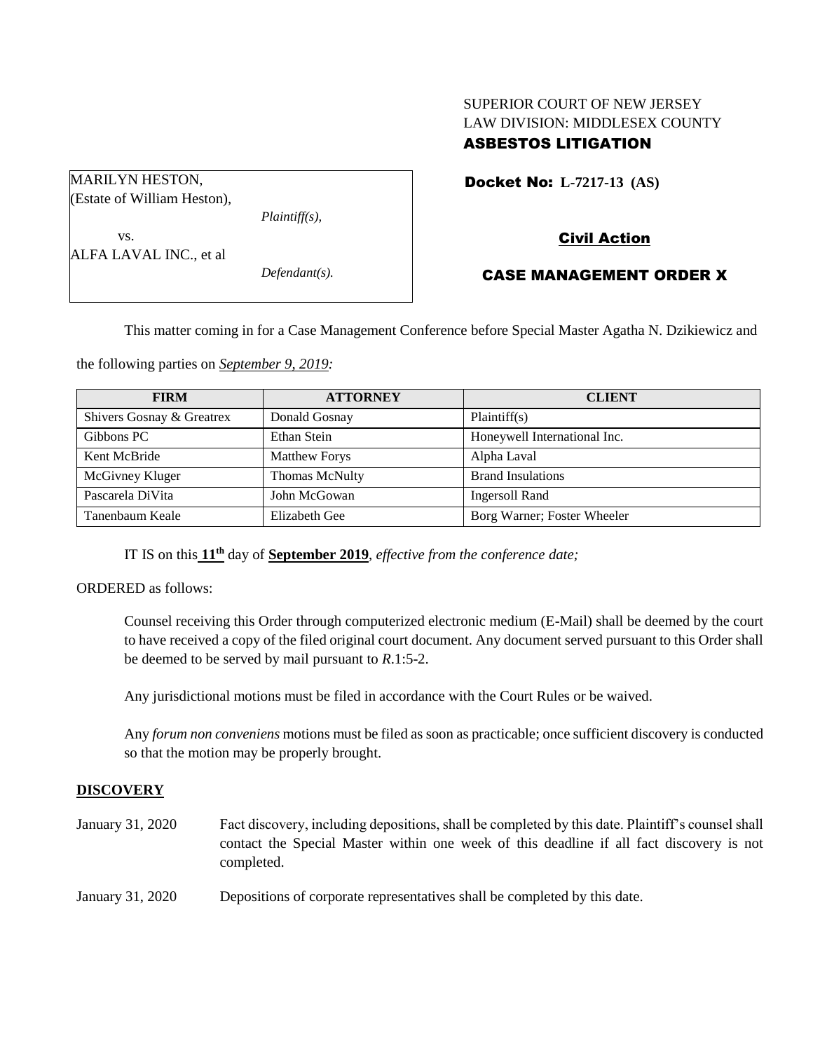SUPERIOR COURT OF NEW JERSEY
LAW DIVISION: MIDDLESEX COUNTY
**ASBESTOS LITIGATION**

MARILYN HESTON,
(Estate of William Heston),
*Plaintiff(s),*
vs.
ALFA LAVAL INC., et al
*Defendant(s).*

**Docket No: L-7217-13 (AS)**

**Civil Action**

**CASE MANAGEMENT ORDER X**

This matter coming in for a Case Management Conference before Special Master Agatha N. Dzikiewicz and the following parties on *September 9, 2019:*

| FIRM | ATTORNEY | CLIENT |
|---|---|---|
| Shivers Gosnay & Greatrex | Donald Gosnay | Plaintiff(s) |
| Gibbons PC | Ethan Stein | Honeywell International Inc. |
| Kent McBride | Matthew Forys | Alpha Laval |
| McGivney Kluger | Thomas McNulty | Brand Insulations |
| Pascarela DiVita | John McGowan | Ingersoll Rand |
| Tanenbaum Keale | Elizabeth Gee | Borg Warner; Foster Wheeler |

IT IS on this **11th** day of **September 2019**, *effective from the conference date;*

ORDERED as follows:

Counsel receiving this Order through computerized electronic medium (E-Mail) shall be deemed by the court to have received a copy of the filed original court document. Any document served pursuant to this Order shall be deemed to be served by mail pursuant to *R*.1:5-2.

Any jurisdictional motions must be filed in accordance with the Court Rules or be waived.

Any *forum non conveniens* motions must be filed as soon as practicable; once sufficient discovery is conducted so that the motion may be properly brought.

## DISCOVERY

January 31, 2020 Fact discovery, including depositions, shall be completed by this date. Plaintiff's counsel shall contact the Special Master within one week of this deadline if all fact discovery is not completed.

January 31, 2020 Depositions of corporate representatives shall be completed by this date.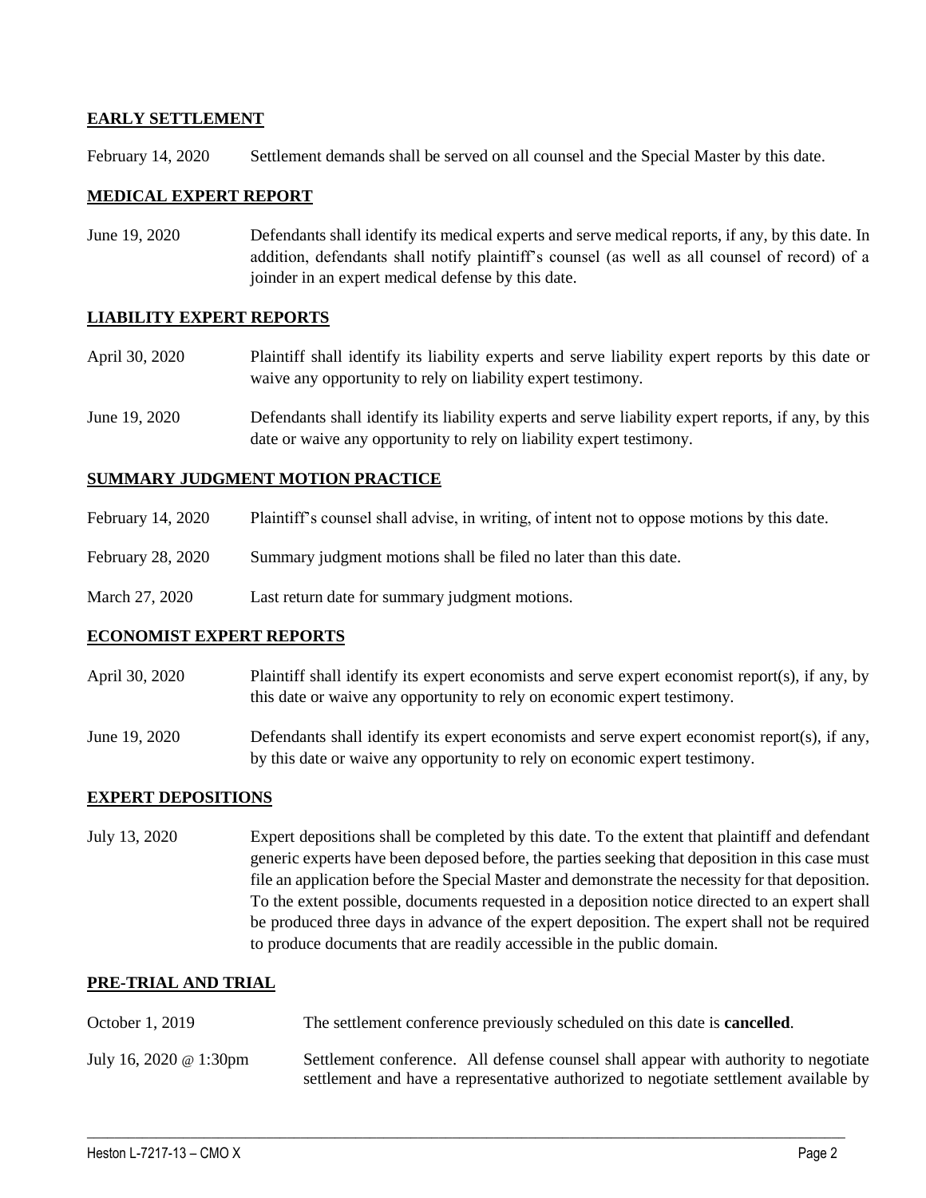**EARLY SETTLEMENT**

February 14, 2020 Settlement demands shall be served on all counsel and the Special Master by this date.

**MEDICAL EXPERT REPORT**

June 19, 2020 Defendants shall identify its medical experts and serve medical reports, if any, by this date. In addition, defendants shall notify plaintiff's counsel (as well as all counsel of record) of a joinder in an expert medical defense by this date.

**LIABILITY EXPERT REPORTS**

April 30, 2020 Plaintiff shall identify its liability experts and serve liability expert reports by this date or waive any opportunity to rely on liability expert testimony.

June 19, 2020 Defendants shall identify its liability experts and serve liability expert reports, if any, by this date or waive any opportunity to rely on liability expert testimony.

**SUMMARY JUDGMENT MOTION PRACTICE**

February 14, 2020 Plaintiff's counsel shall advise, in writing, of intent not to oppose motions by this date.

February 28, 2020 Summary judgment motions shall be filed no later than this date.

March 27, 2020 Last return date for summary judgment motions.

**ECONOMIST EXPERT REPORTS**

April 30, 2020 Plaintiff shall identify its expert economists and serve expert economist report(s), if any, by this date or waive any opportunity to rely on economic expert testimony.

June 19, 2020 Defendants shall identify its expert economists and serve expert economist report(s), if any, by this date or waive any opportunity to rely on economic expert testimony.

**EXPERT DEPOSITIONS**

July 13, 2020 Expert depositions shall be completed by this date. To the extent that plaintiff and defendant generic experts have been deposed before, the parties seeking that deposition in this case must file an application before the Special Master and demonstrate the necessity for that deposition. To the extent possible, documents requested in a deposition notice directed to an expert shall be produced three days in advance of the expert deposition. The expert shall not be required to produce documents that are readily accessible in the public domain.

**PRE-TRIAL AND TRIAL**

October 1, 2019 The settlement conference previously scheduled on this date is **cancelled**.

July 16, 2020 @ 1:30pm Settlement conference. All defense counsel shall appear with authority to negotiate settlement and have a representative authorized to negotiate settlement available by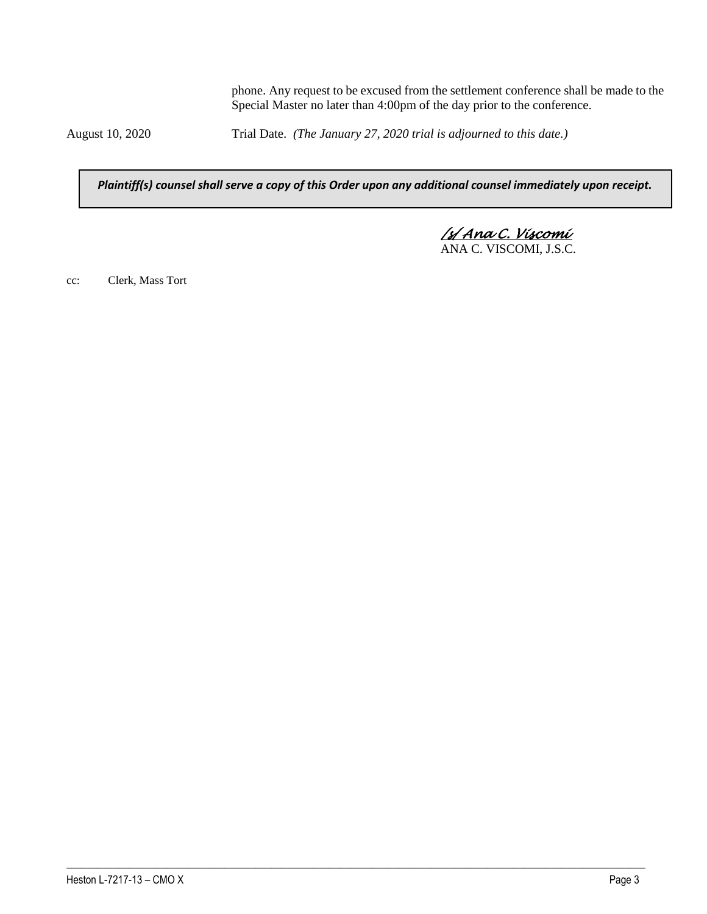phone. Any request to be excused from the settlement conference shall be made to the Special Master no later than 4:00pm of the day prior to the conference.

| | |
|---|---|
| August 10, 2020 | Trial Date. *(The January 27, 2020 trial is adjourned to this date.)* |

***Plaintiff(s) counsel shall serve a copy of this Order upon any additional counsel immediately upon receipt.***

*/s/ Ana C. Viscomi*
ANA C. VISCOMI, J.S.C.

cc: Clerk, Mass Tort